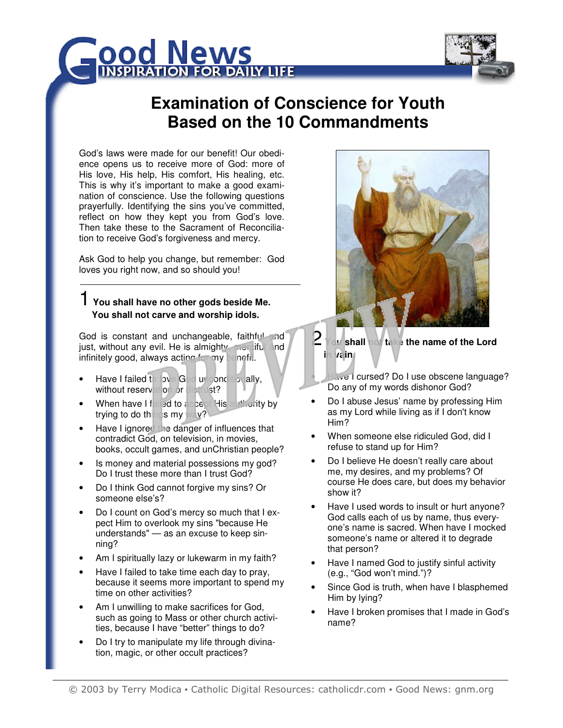# Good News

INSPIRATION FOR DAILY LIFE

# Examination of Conscience for Youth Based on the 10 Commandments

God's laws were made for our benefit! Our obedience opens us to receive more of God: more of His love, His help, His comfort, His healing, etc. This is why it's important to make a good examination of conscience. Use the following questions prayerfully. Identifying the sins you've committed, reflect on how they kept you from God's love. Then take these to the Sacrament of Reconciliation to receive God's forgiveness and mercy.

Ask God to help you change, but remember: God loves you right now, and so should you!

## 1 You shall have no other gods beside Me. You shall not carve and worship idols.

God is constant and unchangeable, faithful and just, without any evil. He is almighty, merciful and infinitely good, always acting for my benefit.

- Have I failed to love God unconditionally, without reservation or distrust?
- When have I failed to accept His authority by trying to do things my way?
- Have I ignored the danger of influences that contradict God, on television, in movies, books, occult games, and unChristian people?
- Is money and material possessions my god? Do I trust these more than I trust God?
- Do I think God cannot forgive my sins? Or someone else's?
- Do I count on God's mercy so much that I expect Him to overlook my sins "because He understands" — as an excuse to keep sinning?
- Am I spiritually lazy or lukewarm in my faith?
- Have I failed to take time each day to pray, because it seems more important to spend my time on other activities?
- Am I unwilling to make sacrifices for God, such as going to Mass or other church activities, because I have "better" things to do?
- Do I try to manipulate my life through divination, magic, or other occult practices?

## 2 You shall not take the name of the Lord in vain.

- Have I cursed? Do I use obscene language? Do any of my words dishonor God?
- Do I abuse Jesus' name by professing Him as my Lord while living as if I don't know Him?
- When someone else ridiculed God, did I refuse to stand up for Him?
- Do I believe He doesn't really care about me, my desires, and my problems? Of course He does care, but does my behavior show it?
- Have I used words to insult or hurt anyone? God calls each of us by name, thus everyone's name is sacred. When have I mocked someone's name or altered it to degrade that person?
- Have I named God to justify sinful activity (e.g., "God won't mind.")?
- Since God is truth, when have I blasphemed Him by lying?
- Have I broken promises that I made in God's name?

© 2003 by Terry Modica ▪ Catholic Digital Resources: catholicdr.com ▪ Good News: gnm.org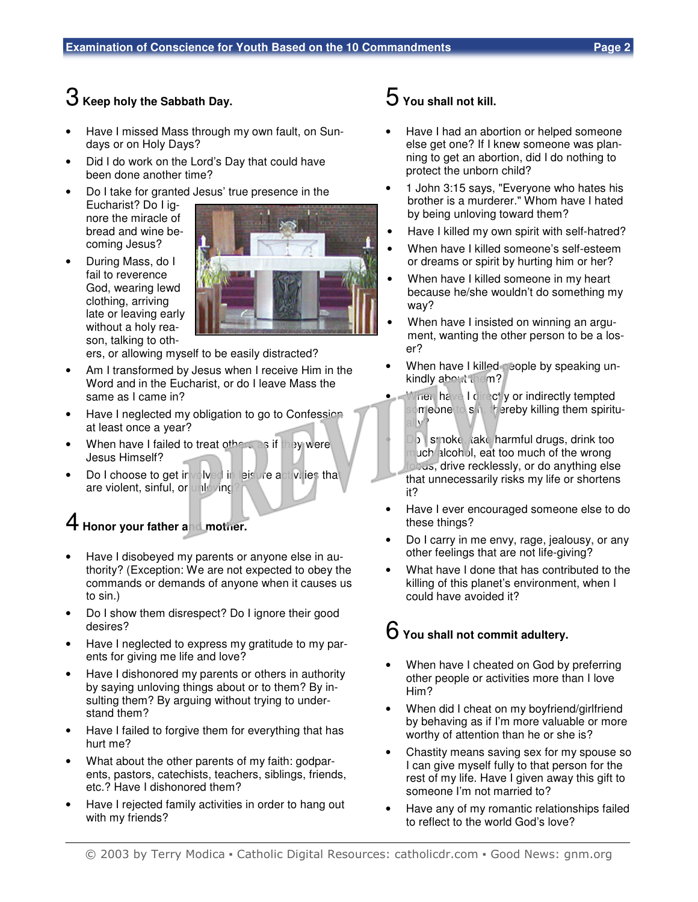## 3 Keep holy the Sabbath Day.

- Have I missed Mass through my own fault, on Sundays or on Holy Days?
- Did I do work on the Lord's Day that could have been done another time?
- Do I take for granted Jesus' true presence in the Eucharist? Do I ignore the miracle of bread and wine becoming Jesus?
- During Mass, do I fail to reverence God, wearing lewd clothing, arriving late or leaving early without a holy reason, talking to others, or allowing myself to be easily distracted?
- Am I transformed by Jesus when I receive Him in the Word and in the Eucharist, or do I leave Mass the same as I came in?
- Have I neglected my obligation to go to Confession at least once a year?
- When have I failed to treat others as if they were Jesus Himself?
- Do I choose to get involved in leisure activities that are violent, sinful, or unloving?

## 4 Honor your father and mother.

- Have I disobeyed my parents or anyone else in authority? (Exception: We are not expected to obey the commands or demands of anyone when it causes us to sin.)
- Do I show them disrespect? Do I ignore their good desires?
- Have I neglected to express my gratitude to my parents for giving me life and love?
- Have I dishonored my parents or others in authority by saying unloving things about or to them? By insulting them? By arguing without trying to understand them?
- Have I failed to forgive them for everything that has hurt me?
- What about the other parents of my faith: godparents, pastors, catechists, teachers, siblings, friends, etc.? Have I dishonored them?
- Have I rejected family activities in order to hang out with my friends?

## 5 You shall not kill.

- Have I had an abortion or helped someone else get one? If I knew someone was planning to get an abortion, did I do nothing to protect the unborn child?
- 1 John 3:15 says, "Everyone who hates his brother is a murderer." Whom have I hated by being unloving toward them?
- Have I killed my own spirit with self-hatred?
- When have I killed someone's self-esteem or dreams or spirit by hurting him or her?
- When have I killed someone in my heart because he/she wouldn't do something my way?
- When have I insisted on winning an argument, wanting the other person to be a loser?
- When have I killed people by speaking unkindly about them?
- When have I directly or indirectly tempted someone to sin, thereby killing them spiritually?
- Do I smoke, take harmful drugs, drink too much alcohol, eat too much of the wrong foods, drive recklessly, or do anything else that unnecessarily risks my life or shortens it?
- Have I ever encouraged someone else to do these things?
- Do I carry in me envy, rage, jealousy, or any other feelings that are not life-giving?
- What have I done that has contributed to the killing of this planet's environment, when I could have avoided it?

## 6 You shall not commit adultery.

- When have I cheated on God by preferring other people or activities more than I love Him?
- When did I cheat on my boyfriend/girlfriend by behaving as if I'm more valuable or more worthy of attention than he or she is?
- Chastity means saving sex for my spouse so I can give myself fully to that person for the rest of my life. Have I given away this gift to someone I'm not married to?
- Have any of my romantic relationships failed to reflect to the world God's love?

© 2003 by Terry Modica ▪ Catholic Digital Resources: catholicdr.com ▪ Good News: gnm.org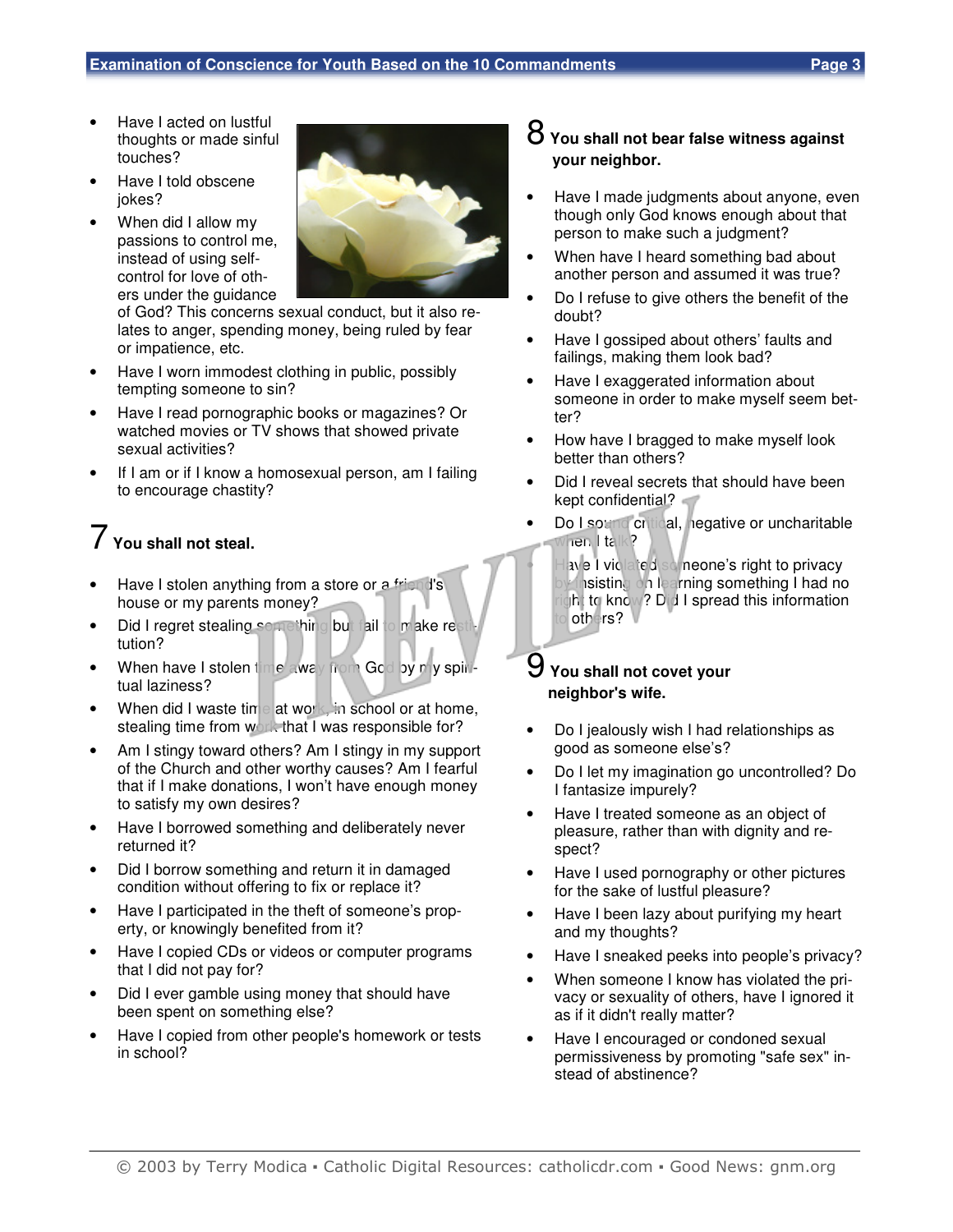- Have I acted on lustful thoughts or made sinful touches?
- Have I told obscene jokes?
- When did I allow my passions to control me, instead of using self-control for love of others under the guidance of God? This concerns sexual conduct, but it also relates to anger, spending money, being ruled by fear or impatience, etc.
- Have I worn immodest clothing in public, possibly tempting someone to sin?
- Have I read pornographic books or magazines? Or watched movies or TV shows that showed private sexual activities?
- If I am or if I know a homosexual person, am I failing to encourage chastity?

## 7 You shall not steal.

- Have I stolen anything from a store or a friend's house or my parents money?
- Did I regret stealing something but fail to make restitution?
- When have I stolen time away from God by my spiritual laziness?
- When did I waste time at work, in school or at home, stealing time from work that I was responsible for?
- Am I stingy toward others? Am I stingy in my support of the Church and other worthy causes? Am I fearful that if I make donations, I won't have enough money to satisfy my own desires?
- Have I borrowed something and deliberately never returned it?
- Did I borrow something and return it in damaged condition without offering to fix or replace it?
- Have I participated in the theft of someone's property, or knowingly benefited from it?
- Have I copied CDs or videos or computer programs that I did not pay for?
- Did I ever gamble using money that should have been spent on something else?
- Have I copied from other people's homework or tests in school?

## 8 You shall not bear false witness against your neighbor.

- Have I made judgments about anyone, even though only God knows enough about that person to make such a judgment?
- When have I heard something bad about another person and assumed it was true?
- Do I refuse to give others the benefit of the doubt?
- Have I gossiped about others' faults and failings, making them look bad?
- Have I exaggerated information about someone in order to make myself seem better?
- How have I bragged to make myself look better than others?
- Did I reveal secrets that should have been kept confidential?
- Do I sound critical, negative or uncharitable when I talk?
- Have I violated someone's right to privacy by insisting on learning something I had no right to know? Did I spread this information to others?

## 9 You shall not covet your neighbor's wife.

- Do I jealously wish I had relationships as good as someone else's?
- Do I let my imagination go uncontrolled? Do I fantasize impurely?
- Have I treated someone as an object of pleasure, rather than with dignity and respect?
- Have I used pornography or other pictures for the sake of lustful pleasure?
- Have I been lazy about purifying my heart and my thoughts?
- Have I sneaked peeks into people's privacy?
- When someone I know has violated the privacy or sexuality of others, have I ignored it as if it didn't really matter?
- Have I encouraged or condoned sexual permissiveness by promoting "safe sex" instead of abstinence?

© 2003 by Terry Modica ▪ Catholic Digital Resources: catholicdr.com ▪ Good News: gnm.org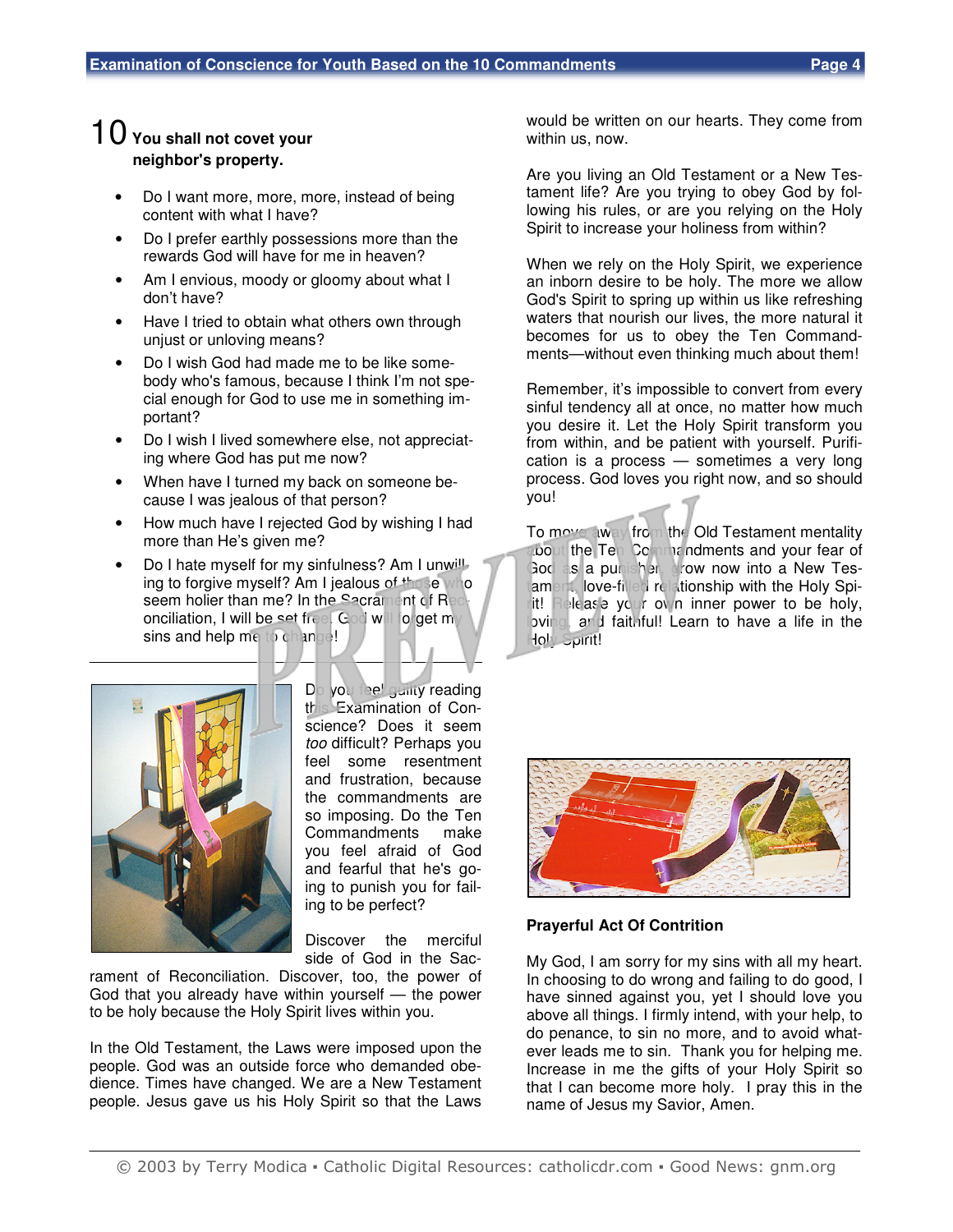## 10 You shall not covet your neighbor's property.

- Do I want more, more, more, instead of being content with what I have?
- Do I prefer earthly possessions more than the rewards God will have for me in heaven?
- Am I envious, moody or gloomy about what I don't have?
- Have I tried to obtain what others own through unjust or unloving means?
- Do I wish God had made me to be like somebody who's famous, because I think I'm not special enough for God to use me in something important?
- Do I wish I lived somewhere else, not appreciating where God has put me now?
- When have I turned my back on someone because I was jealous of that person?
- How much have I rejected God by wishing I had more than He's given me?
- Do I hate myself for my sinfulness? Am I unwilling to forgive myself? Am I jealous of those who seem holier than me? In the Sacrament of Reconciliation, I will be set free. God will forget my sins and help me to change!

---

Do you feel guilty reading this Examination of Conscience? Does it seem *too* difficult? Perhaps you feel some resentment and frustration, because the commandments are so imposing. Do the Ten Commandments make you feel afraid of God and fearful that he's going to punish you for failing to be perfect?

Discover the merciful side of God in the Sacrament of Reconciliation. Discover, too, the power of God that you already have within yourself — the power to be holy because the Holy Spirit lives within you.

In the Old Testament, the Laws were imposed upon the people. God was an outside force who demanded obedience. Times have changed. We are a New Testament people. Jesus gave us his Holy Spirit so that the Laws would be written on our hearts. They come from within us, now.

Are you living an Old Testament or a New Testament life? Are you trying to obey God by following his rules, or are you relying on the Holy Spirit to increase your holiness from within?

When we rely on the Holy Spirit, we experience an inborn desire to be holy. The more we allow God's Spirit to spring up within us like refreshing waters that nourish our lives, the more natural it becomes for us to obey the Ten Commandments—without even thinking much about them!

Remember, it's impossible to convert from every sinful tendency all at once, no matter how much you desire it. Let the Holy Spirit transform you from within, and be patient with yourself. Purification is a process — sometimes a very long process. God loves you right now, and so should you!

To move away from the Old Testament mentality about the Ten Commandments and your fear of God as a punisher, grow now into a New Testament, love-filled relationship with the Holy Spirit! Release your own inner power to be holy, loving, and faithful! Learn to have a life in the Holy Spirit!

**Prayerful Act Of Contrition**

My God, I am sorry for my sins with all my heart. In choosing to do wrong and failing to do good, I have sinned against you, yet I should love you above all things. I firmly intend, with your help, to do penance, to sin no more, and to avoid whatever leads me to sin. Thank you for helping me. Increase in me the gifts of your Holy Spirit so that I can become more holy. I pray this in the name of Jesus my Savior, Amen.

© 2003 by Terry Modica ▪ Catholic Digital Resources: catholicdr.com ▪ Good News: gnm.org